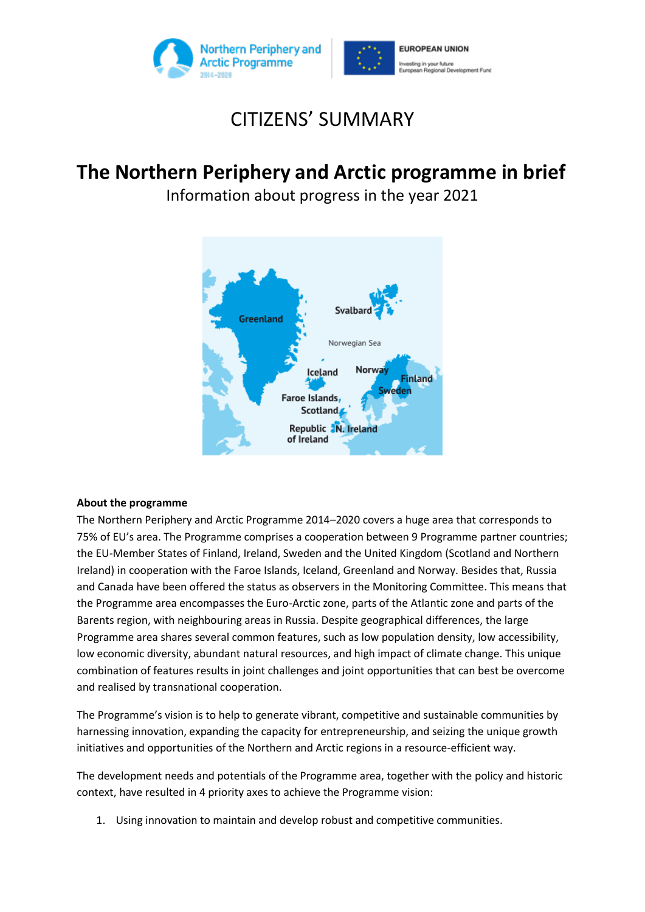CITIZENS' SUMMARY

# The Northern Periphery and Arctic programme in brief

Information about progress in the year 2021

**About the programme**

The Northern Periphery and Arctic Programme 2014–2020 covers a huge area that corresponds to 75% of EU's area. The Programme comprises a cooperation between 9 Programme partner countries; the EU-Member States of Finland, Ireland, Sweden and the United Kingdom (Scotland and Northern Ireland) in cooperation with the Faroe Islands, Iceland, Greenland and Norway. Besides that, Russia and Canada have been offered the status as observers in the Monitoring Committee. This means that the Programme area encompasses the Euro-Arctic zone, parts of the Atlantic zone and parts of the Barents region, with neighbouring areas in Russia. Despite geographical differences, the large Programme area shares several common features, such as low population density, low accessibility, low economic diversity, abundant natural resources, and high impact of climate change. This unique combination of features results in joint challenges and joint opportunities that can best be overcome and realised by transnational cooperation.

The Programme's vision is to help to generate vibrant, competitive and sustainable communities by harnessing innovation, expanding the capacity for entrepreneurship, and seizing the unique growth initiatives and opportunities of the Northern and Arctic regions in a resource-efficient way.

The development needs and potentials of the Programme area, together with the policy and historic context, have resulted in 4 priority axes to achieve the Programme vision:

1. Using innovation to maintain and develop robust and competitive communities.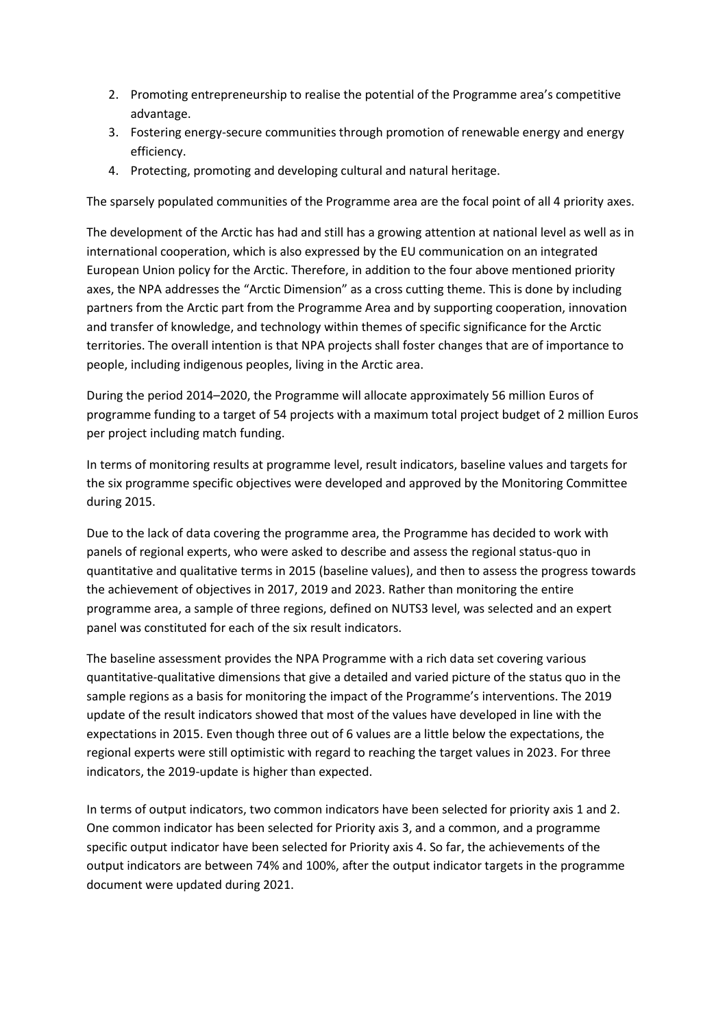2. Promoting entrepreneurship to realise the potential of the Programme area's competitive advantage.
3. Fostering energy-secure communities through promotion of renewable energy and energy efficiency.
4. Protecting, promoting and developing cultural and natural heritage.

The sparsely populated communities of the Programme area are the focal point of all 4 priority axes.

The development of the Arctic has had and still has a growing attention at national level as well as in international cooperation, which is also expressed by the EU communication on an integrated European Union policy for the Arctic. Therefore, in addition to the four above mentioned priority axes, the NPA addresses the "Arctic Dimension" as a cross cutting theme. This is done by including partners from the Arctic part from the Programme Area and by supporting cooperation, innovation and transfer of knowledge, and technology within themes of specific significance for the Arctic territories. The overall intention is that NPA projects shall foster changes that are of importance to people, including indigenous peoples, living in the Arctic area.

During the period 2014–2020, the Programme will allocate approximately 56 million Euros of programme funding to a target of 54 projects with a maximum total project budget of 2 million Euros per project including match funding.

In terms of monitoring results at programme level, result indicators, baseline values and targets for the six programme specific objectives were developed and approved by the Monitoring Committee during 2015.

Due to the lack of data covering the programme area, the Programme has decided to work with panels of regional experts, who were asked to describe and assess the regional status-quo in quantitative and qualitative terms in 2015 (baseline values), and then to assess the progress towards the achievement of objectives in 2017, 2019 and 2023. Rather than monitoring the entire programme area, a sample of three regions, defined on NUTS3 level, was selected and an expert panel was constituted for each of the six result indicators.

The baseline assessment provides the NPA Programme with a rich data set covering various quantitative-qualitative dimensions that give a detailed and varied picture of the status quo in the sample regions as a basis for monitoring the impact of the Programme's interventions. The 2019 update of the result indicators showed that most of the values have developed in line with the expectations in 2015. Even though three out of 6 values are a little below the expectations, the regional experts were still optimistic with regard to reaching the target values in 2023. For three indicators, the 2019-update is higher than expected.

In terms of output indicators, two common indicators have been selected for priority axis 1 and 2. One common indicator has been selected for Priority axis 3, and a common, and a programme specific output indicator have been selected for Priority axis 4. So far, the achievements of the output indicators are between 74% and 100%, after the output indicator targets in the programme document were updated during 2021.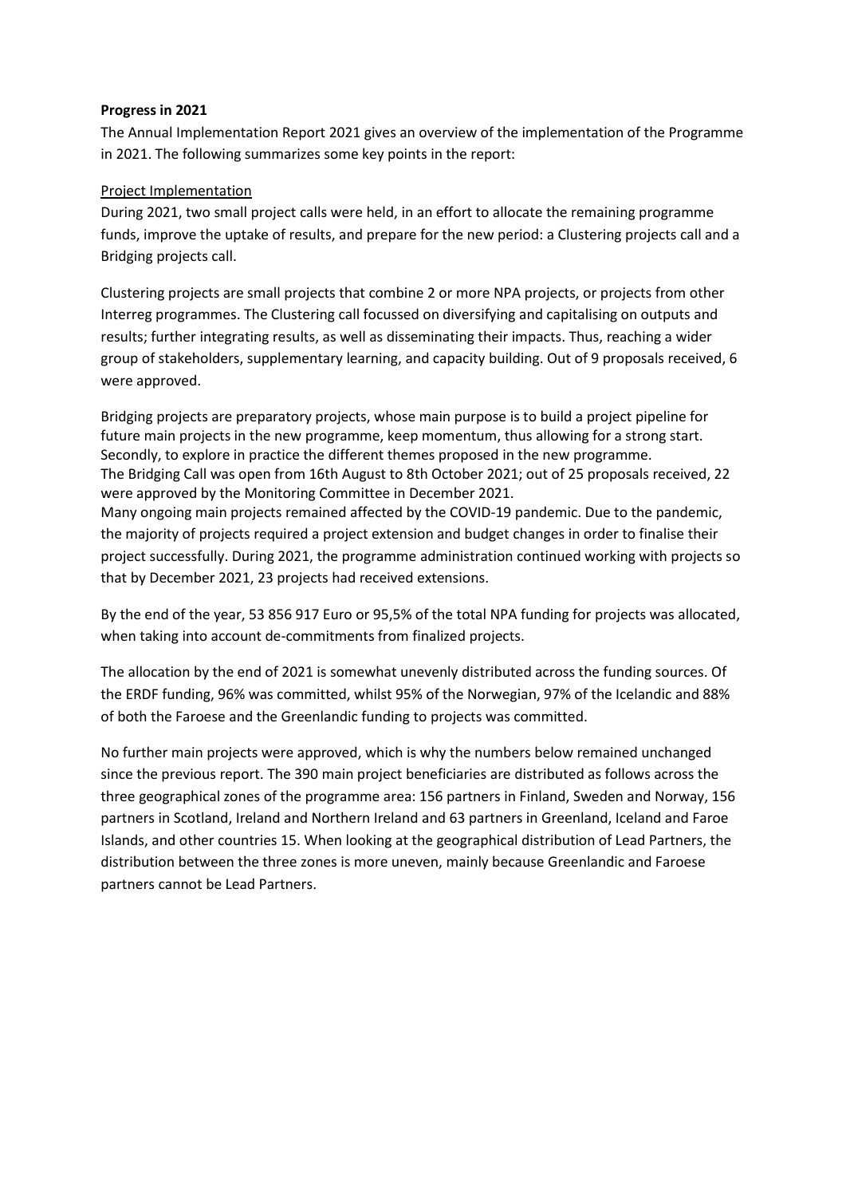**Progress in 2021**

The Annual Implementation Report 2021 gives an overview of the implementation of the Programme in 2021. The following summarizes some key points in the report:

Project Implementation

During 2021, two small project calls were held, in an effort to allocate the remaining programme funds, improve the uptake of results, and prepare for the new period: a Clustering projects call and a Bridging projects call.

Clustering projects are small projects that combine 2 or more NPA projects, or projects from other Interreg programmes. The Clustering call focussed on diversifying and capitalising on outputs and results; further integrating results, as well as disseminating their impacts. Thus, reaching a wider group of stakeholders, supplementary learning, and capacity building. Out of 9 proposals received, 6 were approved.

Bridging projects are preparatory projects, whose main purpose is to build a project pipeline for future main projects in the new programme, keep momentum, thus allowing for a strong start. Secondly, to explore in practice the different themes proposed in the new programme.
The Bridging Call was open from 16th August to 8th October 2021; out of 25 proposals received, 22 were approved by the Monitoring Committee in December 2021.
Many ongoing main projects remained affected by the COVID-19 pandemic. Due to the pandemic, the majority of projects required a project extension and budget changes in order to finalise their project successfully. During 2021, the programme administration continued working with projects so that by December 2021, 23 projects had received extensions.

By the end of the year, 53 856 917 Euro or 95,5% of the total NPA funding for projects was allocated, when taking into account de-commitments from finalized projects.

The allocation by the end of 2021 is somewhat unevenly distributed across the funding sources. Of the ERDF funding, 96% was committed, whilst 95% of the Norwegian, 97% of the Icelandic and 88% of both the Faroese and the Greenlandic funding to projects was committed.

No further main projects were approved, which is why the numbers below remained unchanged since the previous report. The 390 main project beneficiaries are distributed as follows across the three geographical zones of the programme area: 156 partners in Finland, Sweden and Norway, 156 partners in Scotland, Ireland and Northern Ireland and 63 partners in Greenland, Iceland and Faroe Islands, and other countries 15. When looking at the geographical distribution of Lead Partners, the distribution between the three zones is more uneven, mainly because Greenlandic and Faroese partners cannot be Lead Partners.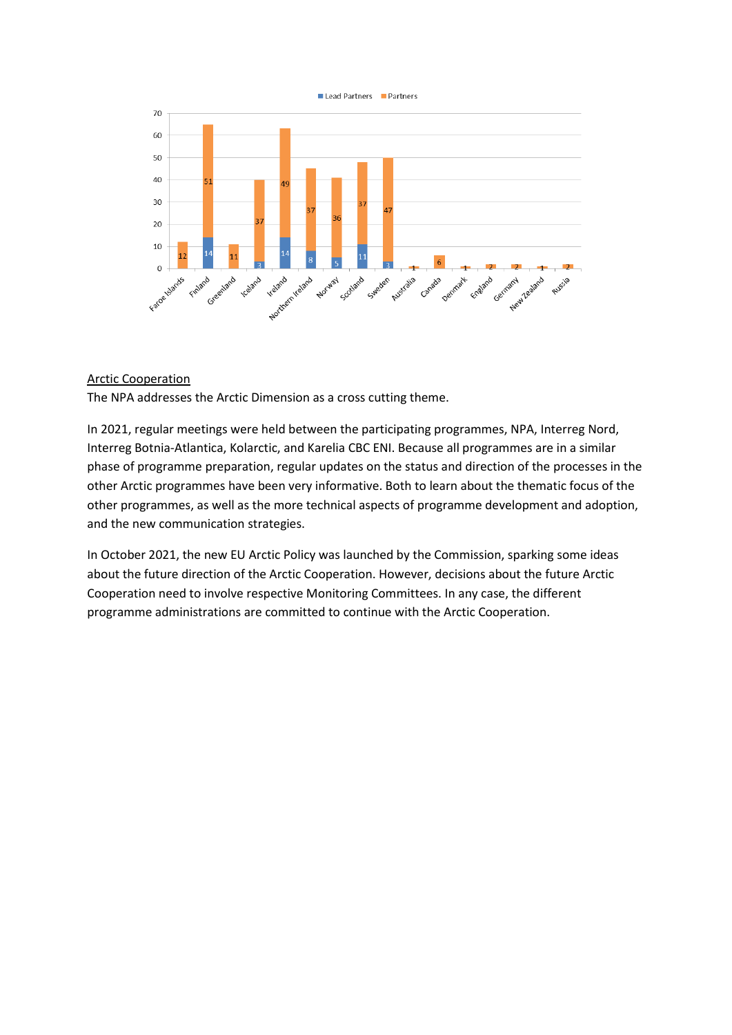| Country | Lead Partners | Partners |
|---|---|---|
| Faroe Islands | | 12 |
| Finland | 14 | 51 |
| Greenland | | 11 |
| Iceland | 3 | 37 |
| Ireland | 14 | 49 |
| Northern Ireland | 8 | 37 |
| Norway | 5 | 36 |
| Scotland | 11 | 37 |
| Sweden | 3 | 47 |
| Australia | | 1 |
| Canada | | 6 |
| Denmark | | 1 |
| England | | 2 |
| Germany | | 2 |
| New Zealand | | 1 |
| Russia | | 2 |

Arctic Cooperation

The NPA addresses the Arctic Dimension as a cross cutting theme.

In 2021, regular meetings were held between the participating programmes, NPA, Interreg Nord, Interreg Botnia-Atlantica, Kolarctic, and Karelia CBC ENI. Because all programmes are in a similar phase of programme preparation, regular updates on the status and direction of the processes in the other Arctic programmes have been very informative. Both to learn about the thematic focus of the other programmes, as well as the more technical aspects of programme development and adoption, and the new communication strategies.

In October 2021, the new EU Arctic Policy was launched by the Commission, sparking some ideas about the future direction of the Arctic Cooperation. However, decisions about the future Arctic Cooperation need to involve respective Monitoring Committees. In any case, the different programme administrations are committed to continue with the Arctic Cooperation.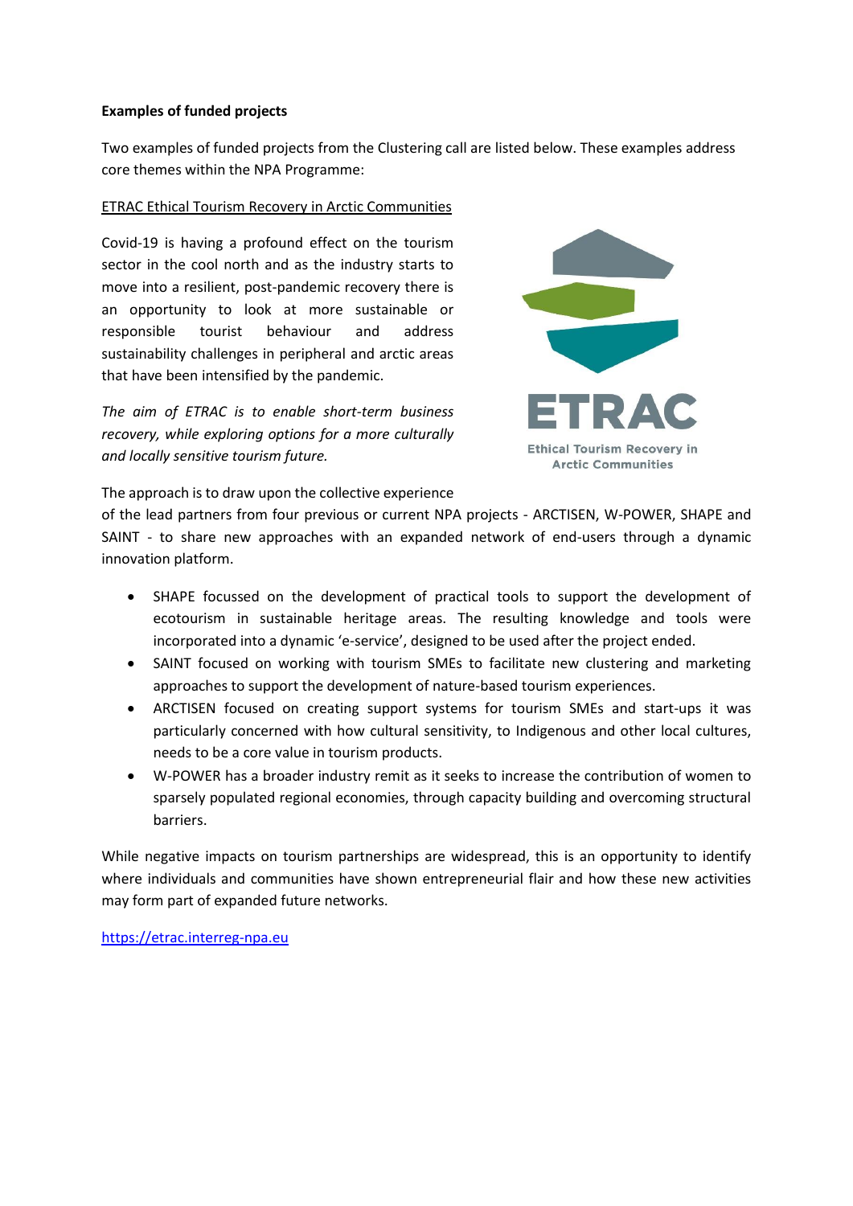**Examples of funded projects**

Two examples of funded projects from the Clustering call are listed below. These examples address core themes within the NPA Programme:

ETRAC Ethical Tourism Recovery in Arctic Communities

Covid-19 is having a profound effect on the tourism sector in the cool north and as the industry starts to move into a resilient, post-pandemic recovery there is an opportunity to look at more sustainable or responsible tourist behaviour and address sustainability challenges in peripheral and arctic areas that have been intensified by the pandemic.

*The aim of ETRAC is to enable short-term business recovery, while exploring options for a more culturally and locally sensitive tourism future.*

The approach is to draw upon the collective experience of the lead partners from four previous or current NPA projects - ARCTISEN, W-POWER, SHAPE and SAINT - to share new approaches with an expanded network of end-users through a dynamic innovation platform.

- SHAPE focussed on the development of practical tools to support the development of ecotourism in sustainable heritage areas. The resulting knowledge and tools were incorporated into a dynamic 'e-service', designed to be used after the project ended.
- SAINT focused on working with tourism SMEs to facilitate new clustering and marketing approaches to support the development of nature-based tourism experiences.
- ARCTISEN focused on creating support systems for tourism SMEs and start-ups it was particularly concerned with how cultural sensitivity, to Indigenous and other local cultures, needs to be a core value in tourism products.
- W-POWER has a broader industry remit as it seeks to increase the contribution of women to sparsely populated regional economies, through capacity building and overcoming structural barriers.

While negative impacts on tourism partnerships are widespread, this is an opportunity to identify where individuals and communities have shown entrepreneurial flair and how these new activities may form part of expanded future networks.

https://etrac.interreg-npa.eu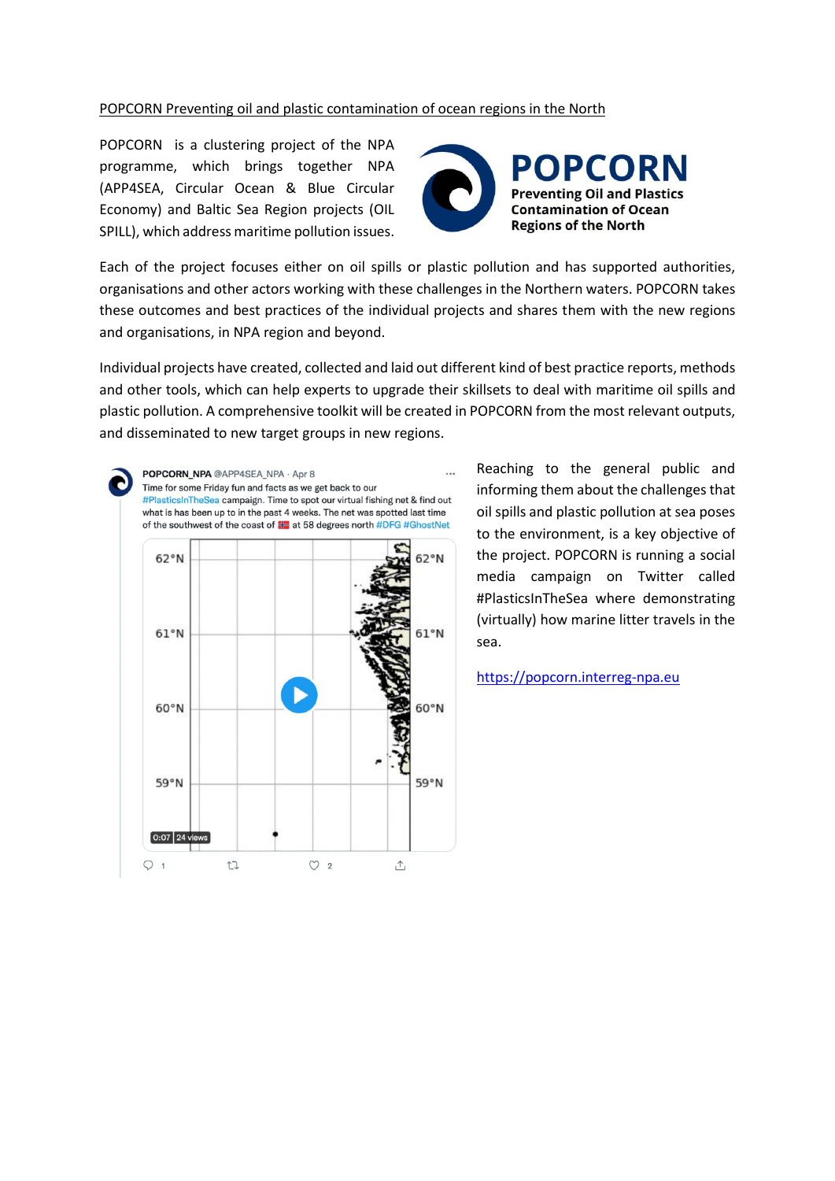POPCORN Preventing oil and plastic contamination of ocean regions in the North

POPCORN is a clustering project of the NPA programme, which brings together NPA (APP4SEA, Circular Ocean & Blue Circular Economy) and Baltic Sea Region projects (OIL SPILL), which address maritime pollution issues.

**POPCORN**
**Preventing Oil and Plastics Contamination of Ocean Regions of the North**

Each of the project focuses either on oil spills or plastic pollution and has supported authorities, organisations and other actors working with these challenges in the Northern waters. POPCORN takes these outcomes and best practices of the individual projects and shares them with the new regions and organisations, in NPA region and beyond.

Individual projects have created, collected and laid out different kind of best practice reports, methods and other tools, which can help experts to upgrade their skillsets to deal with maritime oil spills and plastic pollution. A comprehensive toolkit will be created in POPCORN from the most relevant outputs, and disseminated to new target groups in new regions.

POPCORN_NPA @APP4SEA_NPA · Apr 8
Time for some Friday fun and facts as we get back to our #PlasticsInTheSea campaign. Time to spot our virtual fishing net & find out what is has been up to in the past 4 weeks. The net was spotted last time of the southwest of the coast of 🇳🇴 at 58 degrees north #DFG #GhostNet

62°N
61°N
60°N
59°N

0:07 24 views

1 2

Reaching to the general public and informing them about the challenges that oil spills and plastic pollution at sea poses to the environment, is a key objective of the project. POPCORN is running a social media campaign on Twitter called #PlasticsInTheSea where demonstrating (virtually) how marine litter travels in the sea.

https://popcorn.interreg-npa.eu